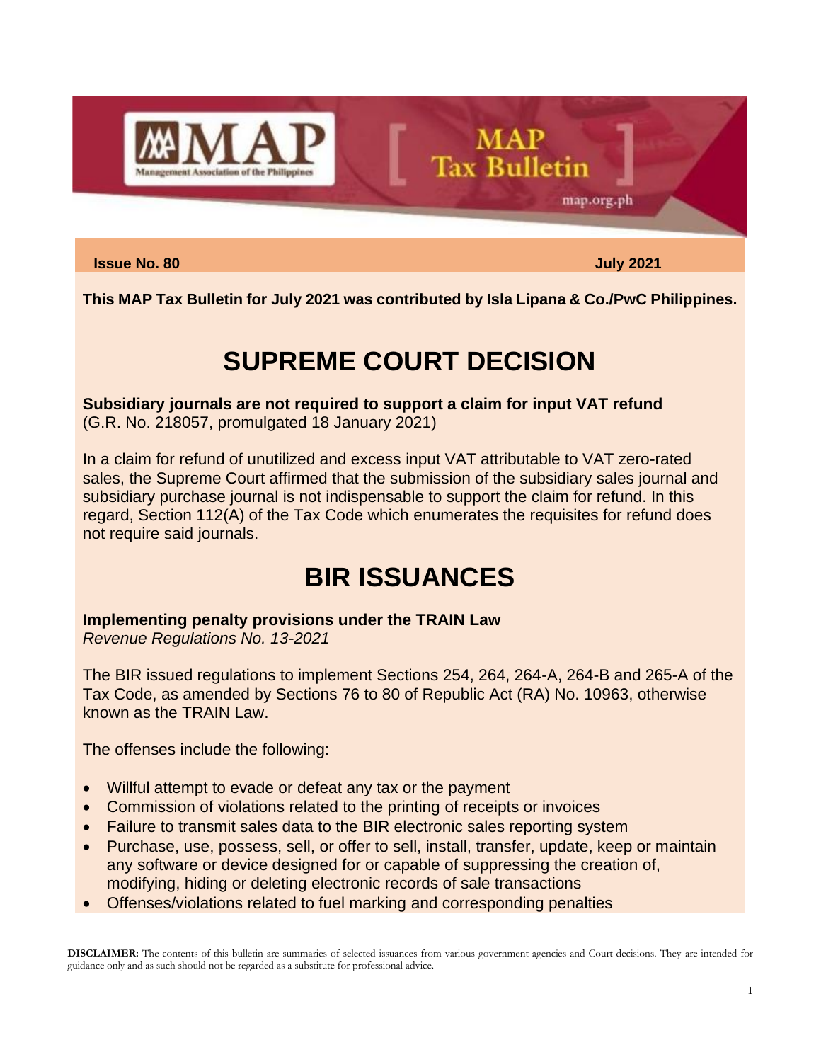**Issue No. 80** **July 2021**

**This MAP Tax Bulletin for July 2021 was contributed by Isla Lipana & Co./PwC Philippines.**

# SUPREME COURT DECISION

**Subsidiary journals are not required to support a claim for input VAT refund**
(G.R. No. 218057, promulgated 18 January 2021)

In a claim for refund of unutilized and excess input VAT attributable to VAT zero-rated sales, the Supreme Court affirmed that the submission of the subsidiary sales journal and subsidiary purchase journal is not indispensable to support the claim for refund. In this regard, Section 112(A) of the Tax Code which enumerates the requisites for refund does not require said journals.

# BIR ISSUANCES

**Implementing penalty provisions under the TRAIN Law**
*Revenue Regulations No. 13-2021*

The BIR issued regulations to implement Sections 254, 264, 264-A, 264-B and 265-A of the Tax Code, as amended by Sections 76 to 80 of Republic Act (RA) No. 10963, otherwise known as the TRAIN Law.

The offenses include the following:

- Willful attempt to evade or defeat any tax or the payment
- Commission of violations related to the printing of receipts or invoices
- Failure to transmit sales data to the BIR electronic sales reporting system
- Purchase, use, possess, sell, or offer to sell, install, transfer, update, keep or maintain any software or device designed for or capable of suppressing the creation of, modifying, hiding or deleting electronic records of sale transactions
- Offenses/violations related to fuel marking and corresponding penalties

**DISCLAIMER:** The contents of this bulletin are summaries of selected issuances from various government agencies and Court decisions. They are intended for guidance only and as such should not be regarded as a substitute for professional advice.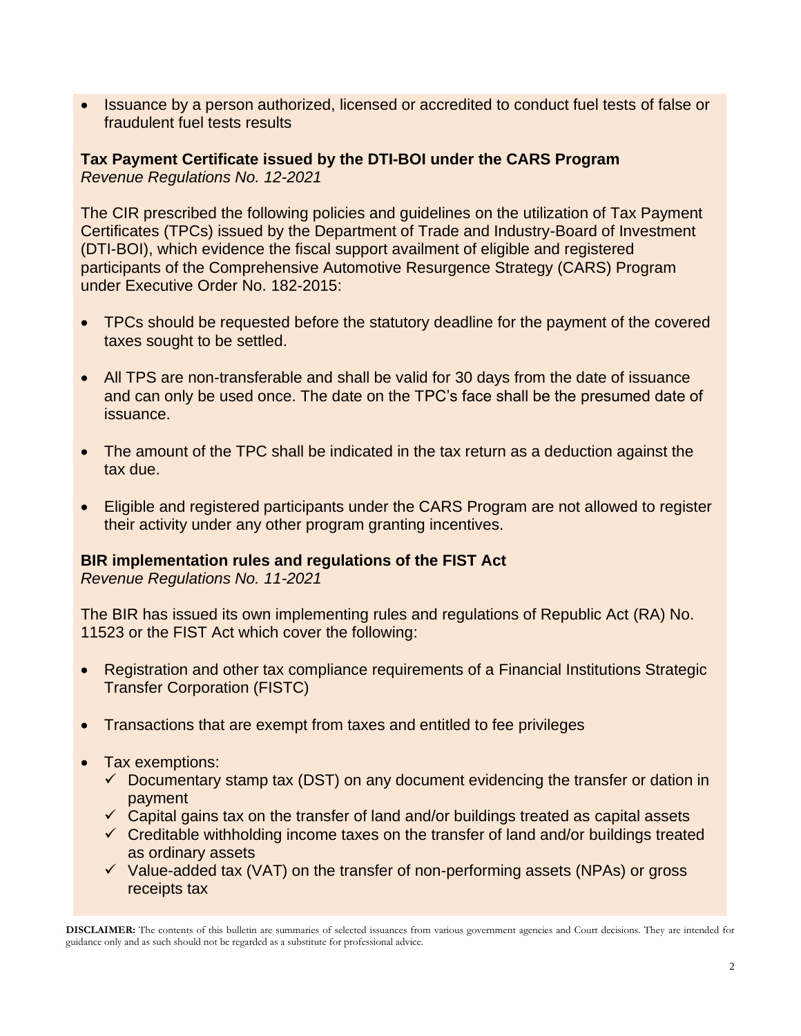- Issuance by a person authorized, licensed or accredited to conduct fuel tests of false or fraudulent fuel tests results

**Tax Payment Certificate issued by the DTI-BOI under the CARS Program**
*Revenue Regulations No. 12-2021*

The CIR prescribed the following policies and guidelines on the utilization of Tax Payment Certificates (TPCs) issued by the Department of Trade and Industry-Board of Investment (DTI-BOI), which evidence the fiscal support availment of eligible and registered participants of the Comprehensive Automotive Resurgence Strategy (CARS) Program under Executive Order No. 182-2015:

- TPCs should be requested before the statutory deadline for the payment of the covered taxes sought to be settled.
- All TPS are non-transferable and shall be valid for 30 days from the date of issuance and can only be used once. The date on the TPC's face shall be the presumed date of issuance.
- The amount of the TPC shall be indicated in the tax return as a deduction against the tax due.
- Eligible and registered participants under the CARS Program are not allowed to register their activity under any other program granting incentives.

**BIR implementation rules and regulations of the FIST Act**
*Revenue Regulations No. 11-2021*

The BIR has issued its own implementing rules and regulations of Republic Act (RA) No. 11523 or the FIST Act which cover the following:

- Registration and other tax compliance requirements of a Financial Institutions Strategic Transfer Corporation (FISTC)
- Transactions that are exempt from taxes and entitled to fee privileges
- Tax exemptions:
  - ✓ Documentary stamp tax (DST) on any document evidencing the transfer or dation in payment
  - ✓ Capital gains tax on the transfer of land and/or buildings treated as capital assets
  - ✓ Creditable withholding income taxes on the transfer of land and/or buildings treated as ordinary assets
  - ✓ Value-added tax (VAT) on the transfer of non-performing assets (NPAs) or gross receipts tax

**DISCLAIMER:** The contents of this bulletin are summaries of selected issuances from various government agencies and Court decisions. They are intended for guidance only and as such should not be regarded as a substitute for professional advice.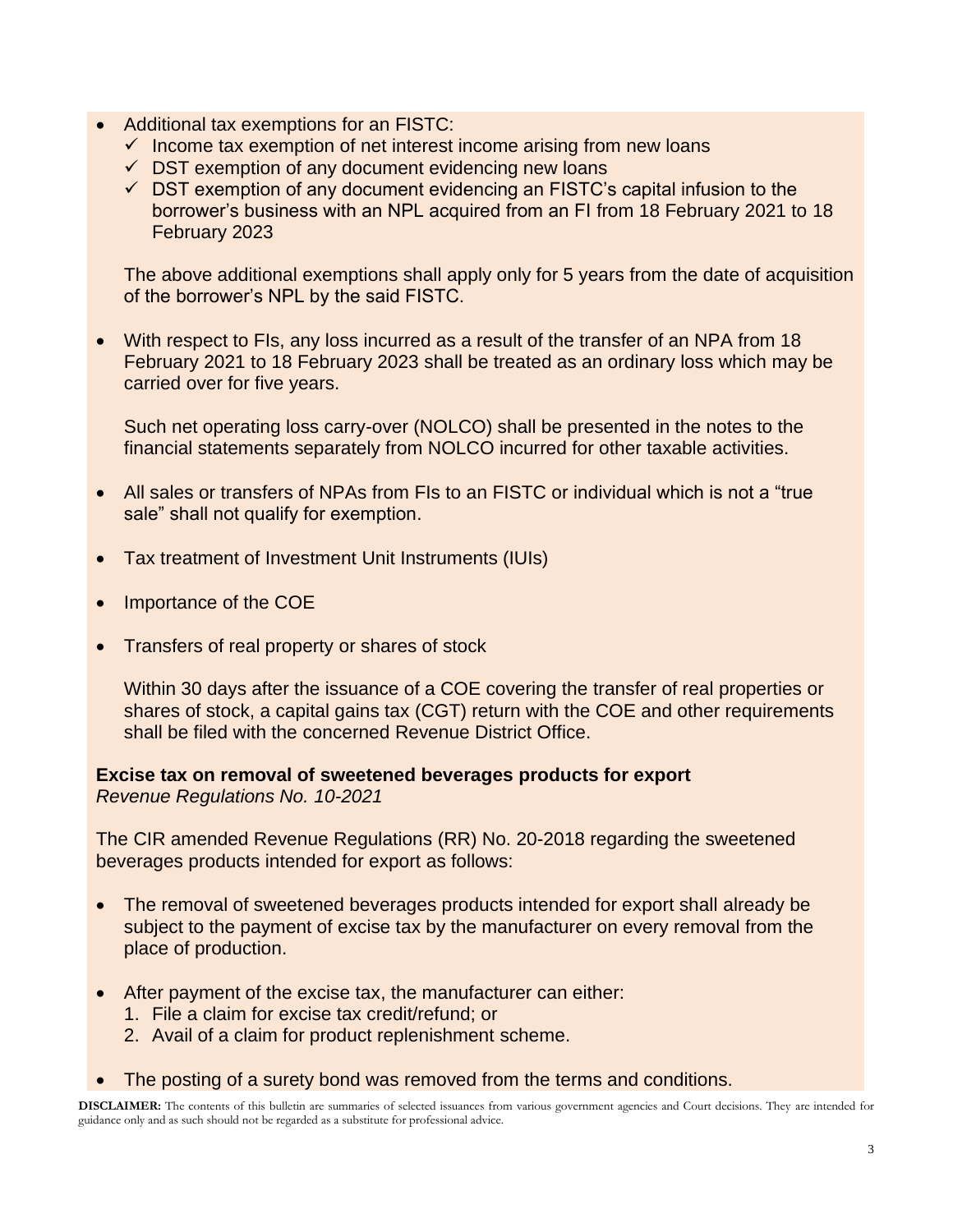- Additional tax exemptions for an FISTC:
  - ✓ Income tax exemption of net interest income arising from new loans
  - ✓ DST exemption of any document evidencing new loans
  - ✓ DST exemption of any document evidencing an FISTC's capital infusion to the borrower's business with an NPL acquired from an FI from 18 February 2021 to 18 February 2023

  The above additional exemptions shall apply only for 5 years from the date of acquisition of the borrower's NPL by the said FISTC.

- With respect to FIs, any loss incurred as a result of the transfer of an NPA from 18 February 2021 to 18 February 2023 shall be treated as an ordinary loss which may be carried over for five years.

  Such net operating loss carry-over (NOLCO) shall be presented in the notes to the financial statements separately from NOLCO incurred for other taxable activities.

- All sales or transfers of NPAs from FIs to an FISTC or individual which is not a "true sale" shall not qualify for exemption.

- Tax treatment of Investment Unit Instruments (IUIs)

- Importance of the COE

- Transfers of real property or shares of stock

  Within 30 days after the issuance of a COE covering the transfer of real properties or shares of stock, a capital gains tax (CGT) return with the COE and other requirements shall be filed with the concerned Revenue District Office.

**Excise tax on removal of sweetened beverages products for export**
*Revenue Regulations No. 10-2021*

The CIR amended Revenue Regulations (RR) No. 20-2018 regarding the sweetened beverages products intended for export as follows:

- The removal of sweetened beverages products intended for export shall already be subject to the payment of excise tax by the manufacturer on every removal from the place of production.

- After payment of the excise tax, the manufacturer can either:
  1. File a claim for excise tax credit/refund; or
  2. Avail of a claim for product replenishment scheme.

- The posting of a surety bond was removed from the terms and conditions.

**DISCLAIMER:** The contents of this bulletin are summaries of selected issuances from various government agencies and Court decisions. They are intended for guidance only and as such should not be regarded as a substitute for professional advice.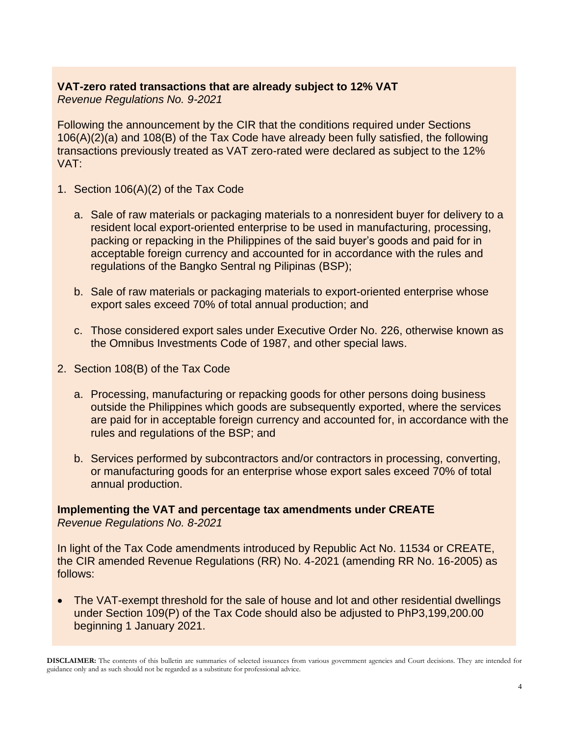**VAT-zero rated transactions that are already subject to 12% VAT**
*Revenue Regulations No. 9-2021*

Following the announcement by the CIR that the conditions required under Sections 106(A)(2)(a) and 108(B) of the Tax Code have already been fully satisfied, the following transactions previously treated as VAT zero-rated were declared as subject to the 12% VAT:

1. Section 106(A)(2) of the Tax Code

   a. Sale of raw materials or packaging materials to a nonresident buyer for delivery to a resident local export-oriented enterprise to be used in manufacturing, processing, packing or repacking in the Philippines of the said buyer's goods and paid for in acceptable foreign currency and accounted for in accordance with the rules and regulations of the Bangko Sentral ng Pilipinas (BSP);

   b. Sale of raw materials or packaging materials to export-oriented enterprise whose export sales exceed 70% of total annual production; and

   c. Those considered export sales under Executive Order No. 226, otherwise known as the Omnibus Investments Code of 1987, and other special laws.

2. Section 108(B) of the Tax Code

   a. Processing, manufacturing or repacking goods for other persons doing business outside the Philippines which goods are subsequently exported, where the services are paid for in acceptable foreign currency and accounted for, in accordance with the rules and regulations of the BSP; and

   b. Services performed by subcontractors and/or contractors in processing, converting, or manufacturing goods for an enterprise whose export sales exceed 70% of total annual production.

**Implementing the VAT and percentage tax amendments under CREATE**
*Revenue Regulations No. 8-2021*

In light of the Tax Code amendments introduced by Republic Act No. 11534 or CREATE, the CIR amended Revenue Regulations (RR) No. 4-2021 (amending RR No. 16-2005) as follows:

- The VAT-exempt threshold for the sale of house and lot and other residential dwellings under Section 109(P) of the Tax Code should also be adjusted to PhP3,199,200.00 beginning 1 January 2021.

**DISCLAIMER:** The contents of this bulletin are summaries of selected issuances from various government agencies and Court decisions. They are intended for guidance only and as such should not be regarded as a substitute for professional advice.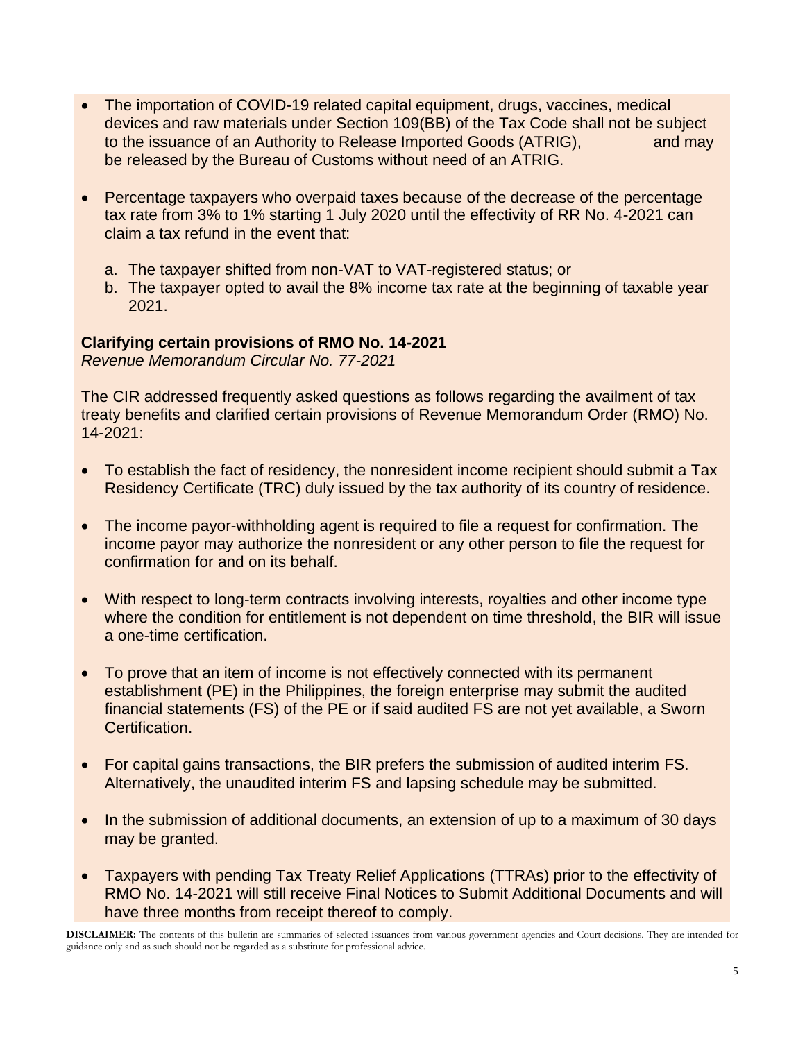- The importation of COVID-19 related capital equipment, drugs, vaccines, medical devices and raw materials under Section 109(BB) of the Tax Code shall not be subject to the issuance of an Authority to Release Imported Goods (ATRIG), and may be released by the Bureau of Customs without need of an ATRIG.

- Percentage taxpayers who overpaid taxes because of the decrease of the percentage tax rate from 3% to 1% starting 1 July 2020 until the effectivity of RR No. 4-2021 can claim a tax refund in the event that:

  a. The taxpayer shifted from non-VAT to VAT-registered status; or
  b. The taxpayer opted to avail the 8% income tax rate at the beginning of taxable year 2021.

**Clarifying certain provisions of RMO No. 14-2021**
*Revenue Memorandum Circular No. 77-2021*

The CIR addressed frequently asked questions as follows regarding the availment of tax treaty benefits and clarified certain provisions of Revenue Memorandum Order (RMO) No. 14-2021:

- To establish the fact of residency, the nonresident income recipient should submit a Tax Residency Certificate (TRC) duly issued by the tax authority of its country of residence.

- The income payor-withholding agent is required to file a request for confirmation. The income payor may authorize the nonresident or any other person to file the request for confirmation for and on its behalf.

- With respect to long-term contracts involving interests, royalties and other income type where the condition for entitlement is not dependent on time threshold, the BIR will issue a one-time certification.

- To prove that an item of income is not effectively connected with its permanent establishment (PE) in the Philippines, the foreign enterprise may submit the audited financial statements (FS) of the PE or if said audited FS are not yet available, a Sworn Certification.

- For capital gains transactions, the BIR prefers the submission of audited interim FS. Alternatively, the unaudited interim FS and lapsing schedule may be submitted.

- In the submission of additional documents, an extension of up to a maximum of 30 days may be granted.

- Taxpayers with pending Tax Treaty Relief Applications (TTRAs) prior to the effectivity of RMO No. 14-2021 will still receive Final Notices to Submit Additional Documents and will have three months from receipt thereof to comply.

**DISCLAIMER:** The contents of this bulletin are summaries of selected issuances from various government agencies and Court decisions. They are intended for guidance only and as such should not be regarded as a substitute for professional advice.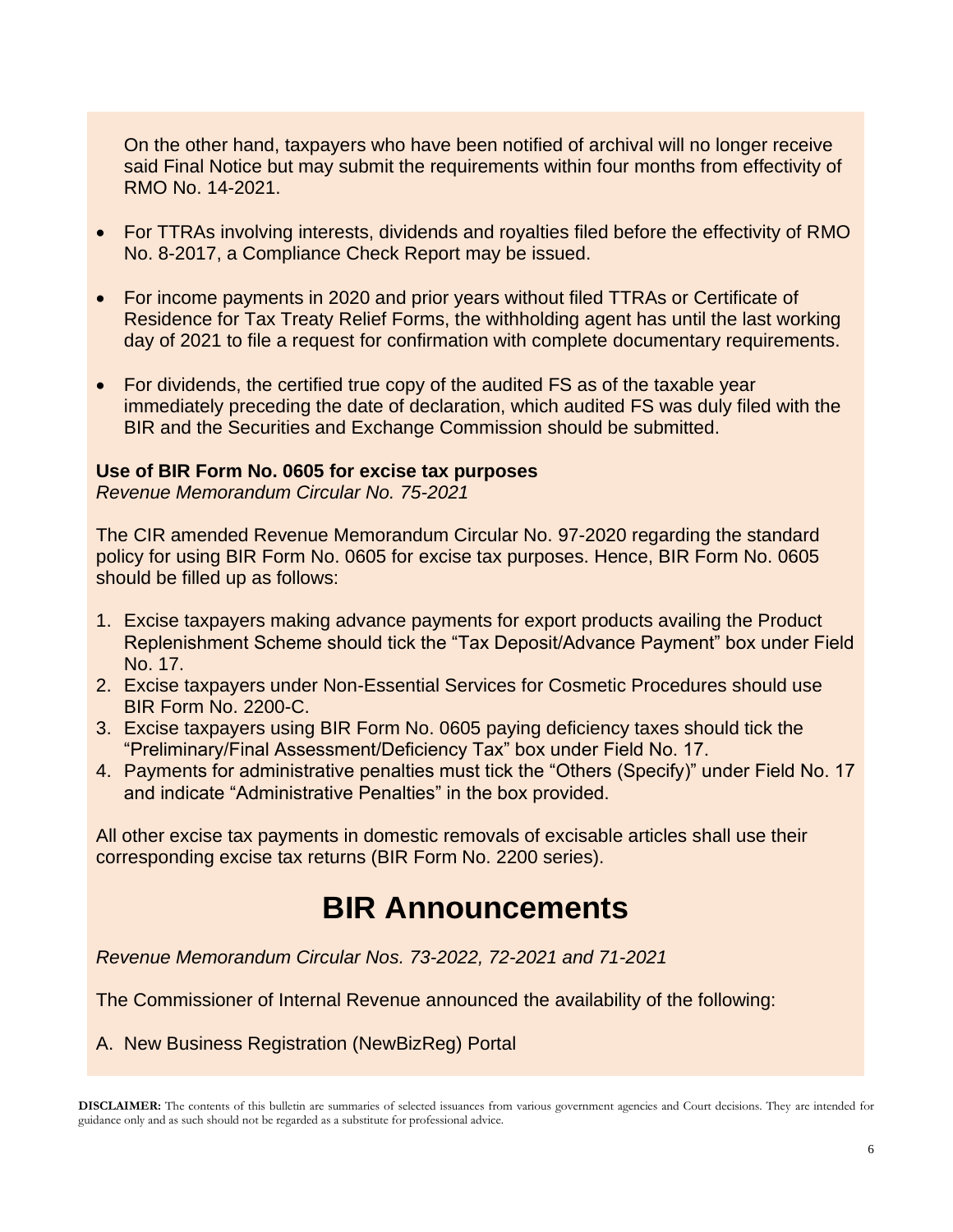On the other hand, taxpayers who have been notified of archival will no longer receive said Final Notice but may submit the requirements within four months from effectivity of RMO No. 14-2021.

- For TTRAs involving interests, dividends and royalties filed before the effectivity of RMO No. 8-2017, a Compliance Check Report may be issued.
- For income payments in 2020 and prior years without filed TTRAs or Certificate of Residence for Tax Treaty Relief Forms, the withholding agent has until the last working day of 2021 to file a request for confirmation with complete documentary requirements.
- For dividends, the certified true copy of the audited FS as of the taxable year immediately preceding the date of declaration, which audited FS was duly filed with the BIR and the Securities and Exchange Commission should be submitted.

**Use of BIR Form No. 0605 for excise tax purposes**
*Revenue Memorandum Circular No. 75-2021*

The CIR amended Revenue Memorandum Circular No. 97-2020 regarding the standard policy for using BIR Form No. 0605 for excise tax purposes. Hence, BIR Form No. 0605 should be filled up as follows:

1. Excise taxpayers making advance payments for export products availing the Product Replenishment Scheme should tick the “Tax Deposit/Advance Payment” box under Field No. 17.
2. Excise taxpayers under Non-Essential Services for Cosmetic Procedures should use BIR Form No. 2200-C.
3. Excise taxpayers using BIR Form No. 0605 paying deficiency taxes should tick the “Preliminary/Final Assessment/Deficiency Tax” box under Field No. 17.
4. Payments for administrative penalties must tick the “Others (Specify)” under Field No. 17 and indicate “Administrative Penalties” in the box provided.

All other excise tax payments in domestic removals of excisable articles shall use their corresponding excise tax returns (BIR Form No. 2200 series).

# BIR Announcements

*Revenue Memorandum Circular Nos. 73-2022, 72-2021 and 71-2021*

The Commissioner of Internal Revenue announced the availability of the following:

A. New Business Registration (NewBizReg) Portal

**DISCLAIMER:** The contents of this bulletin are summaries of selected issuances from various government agencies and Court decisions. They are intended for guidance only and as such should not be regarded as a substitute for professional advice.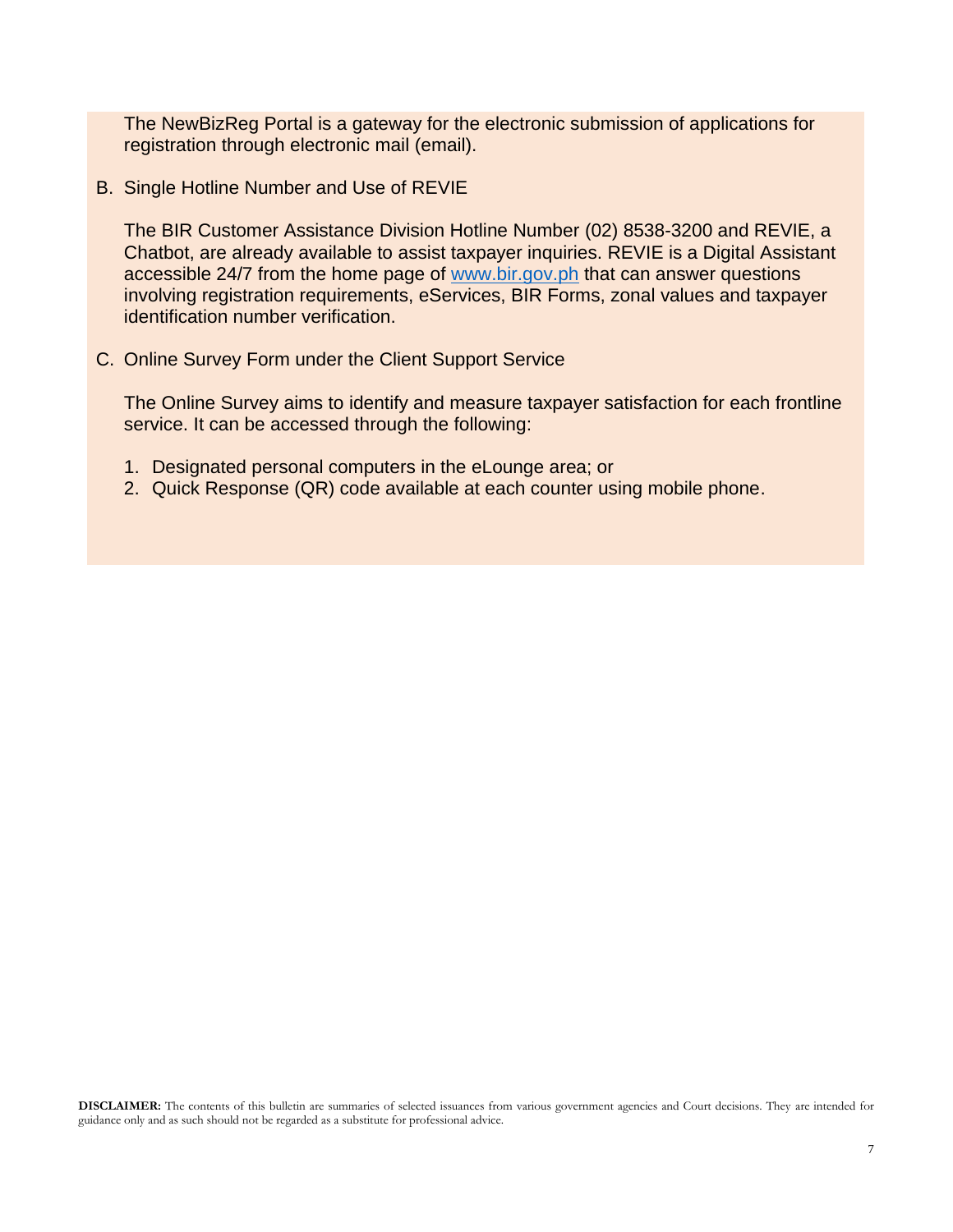The NewBizReg Portal is a gateway for the electronic submission of applications for registration through electronic mail (email).

B. Single Hotline Number and Use of REVIE

The BIR Customer Assistance Division Hotline Number (02) 8538-3200 and REVIE, a Chatbot, are already available to assist taxpayer inquiries. REVIE is a Digital Assistant accessible 24/7 from the home page of [www.bir.gov.ph](http://www.bir.gov.ph) that can answer questions involving registration requirements, eServices, BIR Forms, zonal values and taxpayer identification number verification.

C. Online Survey Form under the Client Support Service

The Online Survey aims to identify and measure taxpayer satisfaction for each frontline service. It can be accessed through the following:

1. Designated personal computers in the eLounge area; or
2. Quick Response (QR) code available at each counter using mobile phone.

**DISCLAIMER:** The contents of this bulletin are summaries of selected issuances from various government agencies and Court decisions. They are intended for guidance only and as such should not be regarded as a substitute for professional advice.